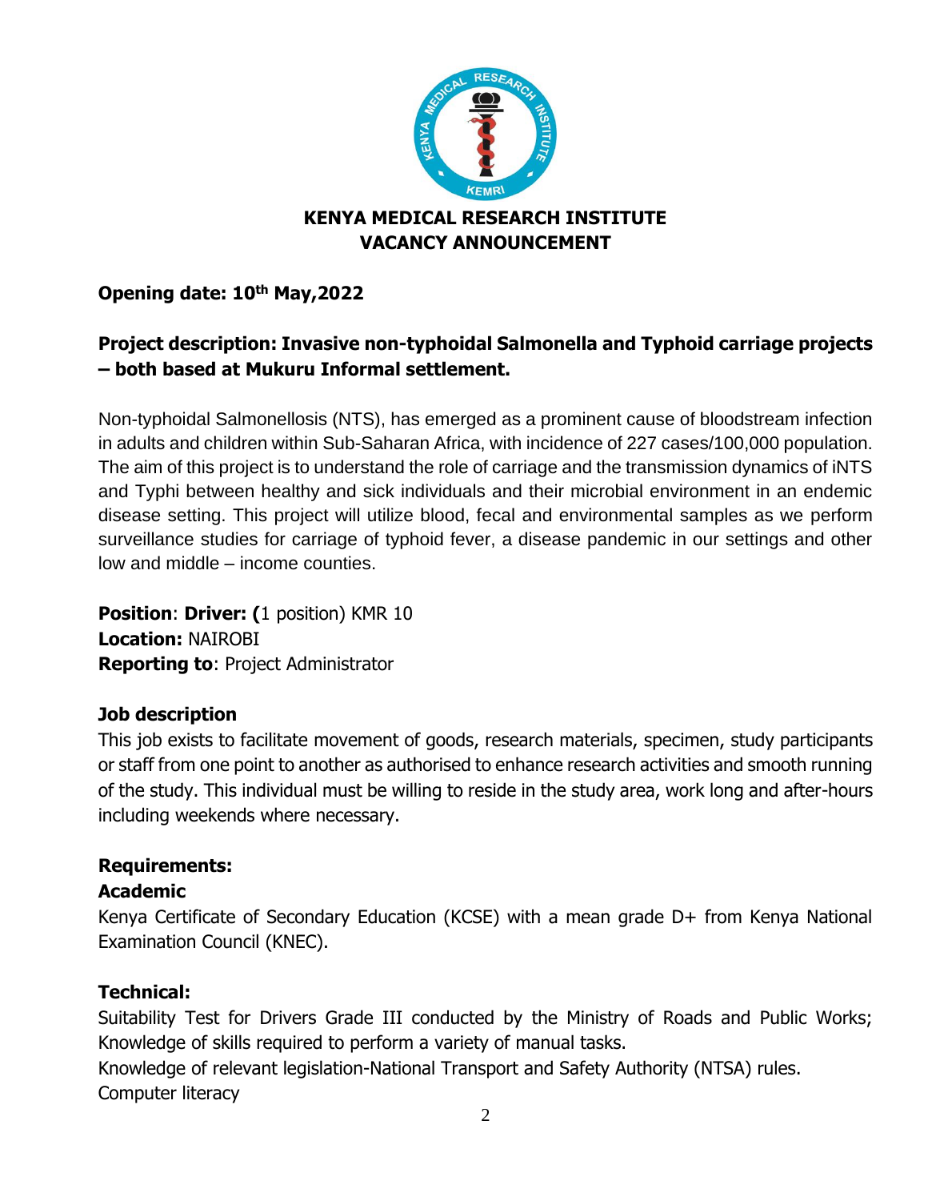# KENYA MEDICAL RESEARCH INSTITUTE
## VACANCY ANNOUNCEMENT

**Opening date: 10th May,2022**

**Project description: Invasive non-typhoidal Salmonella and Typhoid carriage projects – both based at Mukuru Informal settlement.**

Non-typhoidal Salmonellosis (NTS), has emerged as a prominent cause of bloodstream infection in adults and children within Sub-Saharan Africa, with incidence of 227 cases/100,000 population. The aim of this project is to understand the role of carriage and the transmission dynamics of iNTS and Typhi between healthy and sick individuals and their microbial environment in an endemic disease setting. This project will utilize blood, fecal and environmental samples as we perform surveillance studies for carriage of typhoid fever, a disease pandemic in our settings and other low and middle – income counties.

**Position**: **Driver: (**1 position) KMR 10
**Location:** NAIROBI
**Reporting to**: Project Administrator

### Job description

This job exists to facilitate movement of goods, research materials, specimen, study participants or staff from one point to another as authorised to enhance research activities and smooth running of the study. This individual must be willing to reside in the study area, work long and after-hours including weekends where necessary.

### Requirements:

**Academic**

Kenya Certificate of Secondary Education (KCSE) with a mean grade D+ from Kenya National Examination Council (KNEC).

**Technical:**

Suitability Test for Drivers Grade III conducted by the Ministry of Roads and Public Works; Knowledge of skills required to perform a variety of manual tasks.
Knowledge of relevant legislation-National Transport and Safety Authority (NTSA) rules.
Computer literacy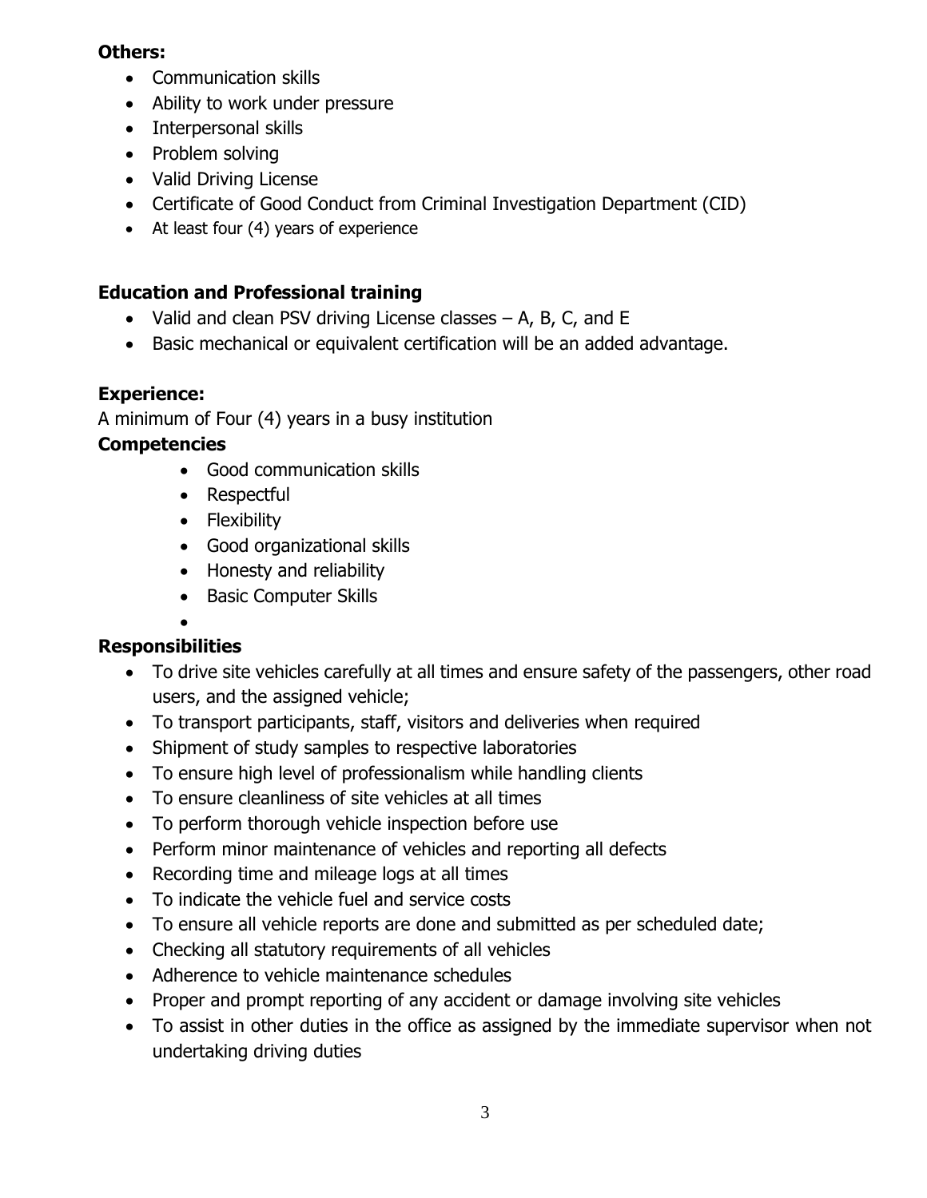**Others:**

- Communication skills
- Ability to work under pressure
- Interpersonal skills
- Problem solving
- Valid Driving License
- Certificate of Good Conduct from Criminal Investigation Department (CID)
- At least four (4) years of experience

**Education and Professional training**

- Valid and clean PSV driving License classes – A, B, C, and E
- Basic mechanical or equivalent certification will be an added advantage.

**Experience:**

A minimum of Four (4) years in a busy institution

**Competencies**

- Good communication skills
- Respectful
- Flexibility
- Good organizational skills
- Honesty and reliability
- Basic Computer Skills

**Responsibilities**

- To drive site vehicles carefully at all times and ensure safety of the passengers, other road users, and the assigned vehicle;
- To transport participants, staff, visitors and deliveries when required
- Shipment of study samples to respective laboratories
- To ensure high level of professionalism while handling clients
- To ensure cleanliness of site vehicles at all times
- To perform thorough vehicle inspection before use
- Perform minor maintenance of vehicles and reporting all defects
- Recording time and mileage logs at all times
- To indicate the vehicle fuel and service costs
- To ensure all vehicle reports are done and submitted as per scheduled date;
- Checking all statutory requirements of all vehicles
- Adherence to vehicle maintenance schedules
- Proper and prompt reporting of any accident or damage involving site vehicles
- To assist in other duties in the office as assigned by the immediate supervisor when not undertaking driving duties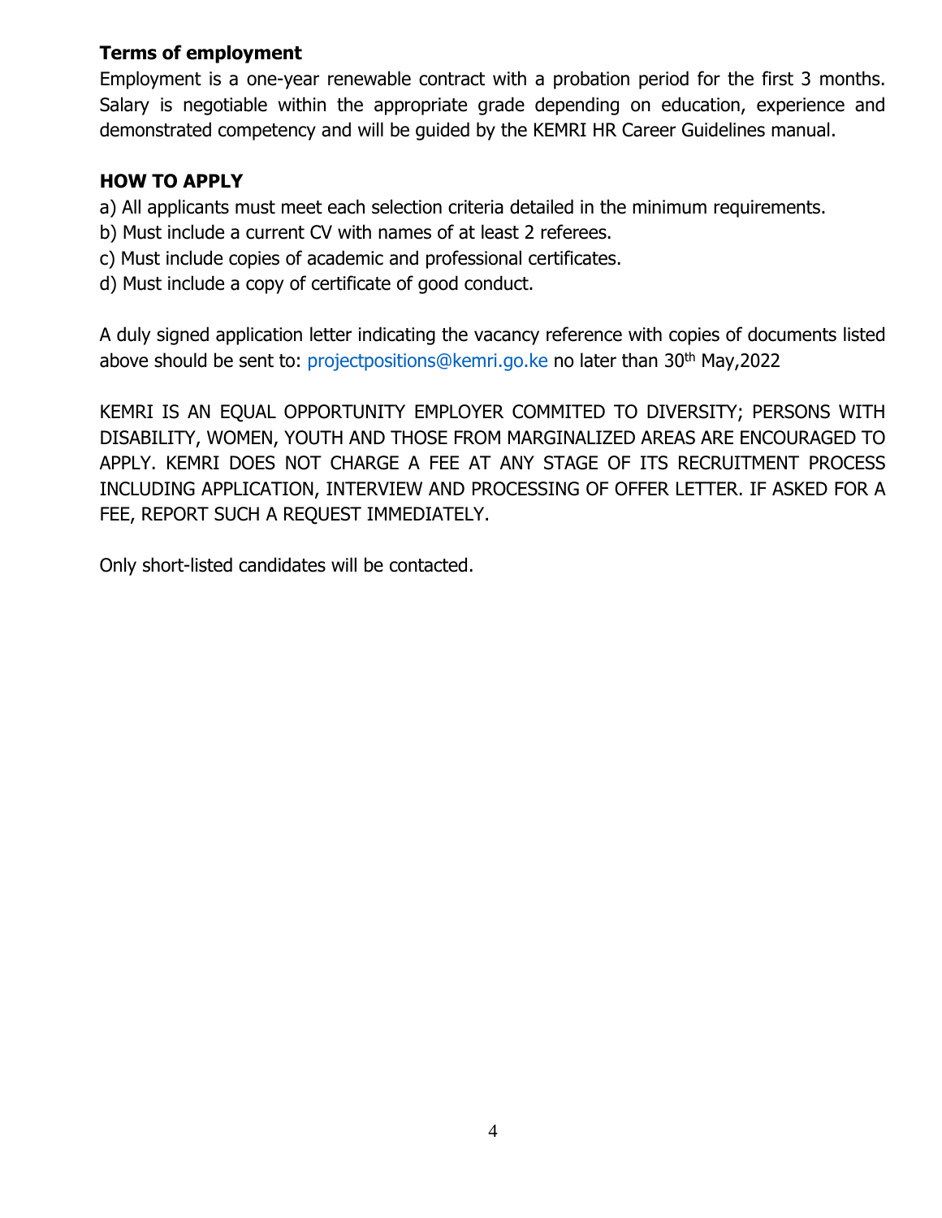**Terms of employment**

Employment is a one-year renewable contract with a probation period for the first 3 months. Salary is negotiable within the appropriate grade depending on education, experience and demonstrated competency and will be guided by the KEMRI HR Career Guidelines manual.

**HOW TO APPLY**

a) All applicants must meet each selection criteria detailed in the minimum requirements.
b) Must include a current CV with names of at least 2 referees.
c) Must include copies of academic and professional certificates.
d) Must include a copy of certificate of good conduct.

A duly signed application letter indicating the vacancy reference with copies of documents listed above should be sent to: projectpositions@kemri.go.ke no later than 30th May,2022

KEMRI IS AN EQUAL OPPORTUNITY EMPLOYER COMMITED TO DIVERSITY; PERSONS WITH DISABILITY, WOMEN, YOUTH AND THOSE FROM MARGINALIZED AREAS ARE ENCOURAGED TO APPLY. KEMRI DOES NOT CHARGE A FEE AT ANY STAGE OF ITS RECRUITMENT PROCESS INCLUDING APPLICATION, INTERVIEW AND PROCESSING OF OFFER LETTER. IF ASKED FOR A FEE, REPORT SUCH A REQUEST IMMEDIATELY.

Only short-listed candidates will be contacted.